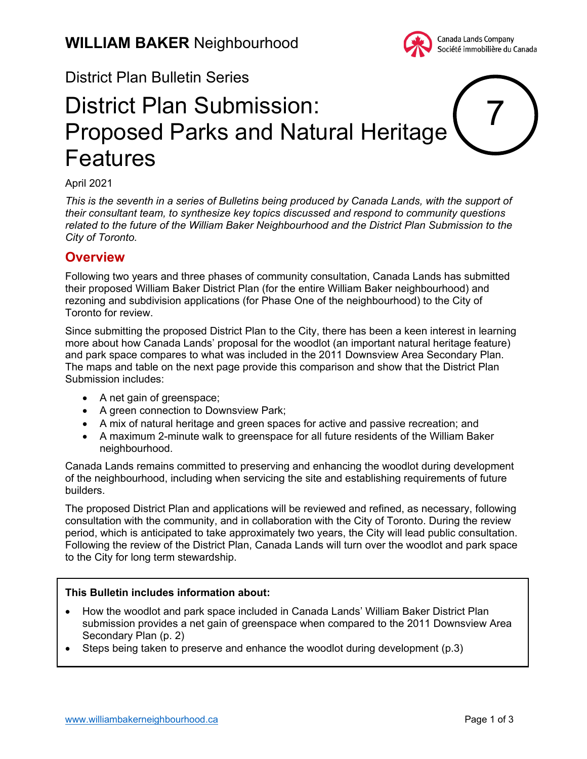# WILLIAM BAKER Neighbourhood

Canada Lands Company
Société immobilière du Canada

District Plan Bulletin Series

# District Plan Submission: Proposed Parks and Natural Heritage Features

7

April 2021

*This is the seventh in a series of Bulletins being produced by Canada Lands, with the support of their consultant team, to synthesize key topics discussed and respond to community questions related to the future of the William Baker Neighbourhood and the District Plan Submission to the City of Toronto.*

## Overview

Following two years and three phases of community consultation, Canada Lands has submitted their proposed William Baker District Plan (for the entire William Baker neighbourhood) and rezoning and subdivision applications (for Phase One of the neighbourhood) to the City of Toronto for review.

Since submitting the proposed District Plan to the City, there has been a keen interest in learning more about how Canada Lands' proposal for the woodlot (an important natural heritage feature) and park space compares to what was included in the 2011 Downsview Area Secondary Plan. The maps and table on the next page provide this comparison and show that the District Plan Submission includes:

- A net gain of greenspace;
- A green connection to Downsview Park;
- A mix of natural heritage and green spaces for active and passive recreation; and
- A maximum 2-minute walk to greenspace for all future residents of the William Baker neighbourhood.

Canada Lands remains committed to preserving and enhancing the woodlot during development of the neighbourhood, including when servicing the site and establishing requirements of future builders.

The proposed District Plan and applications will be reviewed and refined, as necessary, following consultation with the community, and in collaboration with the City of Toronto. During the review period, which is anticipated to take approximately two years, the City will lead public consultation. Following the review of the District Plan, Canada Lands will turn over the woodlot and park space to the City for long term stewardship.

**This Bulletin includes information about:**

- How the woodlot and park space included in Canada Lands' William Baker District Plan submission provides a net gain of greenspace when compared to the 2011 Downsview Area Secondary Plan (p. 2)
- Steps being taken to preserve and enhance the woodlot during development (p.3)

www.williambakerneighbourhood.ca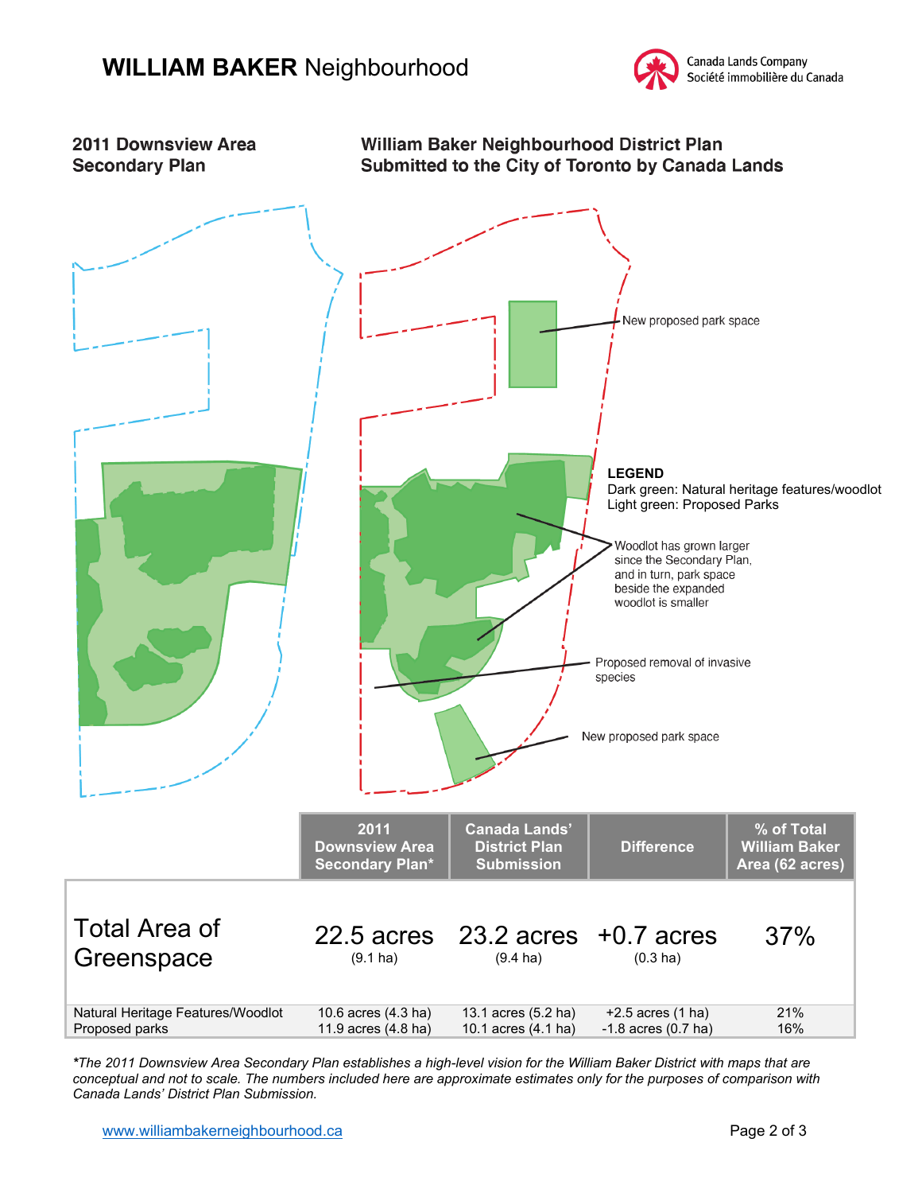# WILLIAM BAKER Neighbourhood

Canada Lands Company
Société immobilière du Canada

## 2011 Downsview Area Secondary Plan

## William Baker Neighbourhood District Plan Submitted to the City of Toronto by Canada Lands

New proposed park space

**LEGEND**
Dark green: Natural heritage features/woodlot
Light green: Proposed Parks

Woodlot has grown larger since the Secondary Plan, and in turn, park space beside the expanded woodlot is smaller

Proposed removal of invasive species

New proposed park space

| | 2011 Downsview Area Secondary Plan* | Canada Lands' District Plan Submission | Difference | % of Total William Baker Area (62 acres) |
|---|---|---|---|---|
| Total Area of Greenspace | 22.5 acres (9.1 ha) | 23.2 acres (9.4 ha) | +0.7 acres (0.3 ha) | 37% |
| Natural Heritage Features/Woodlot | 10.6 acres (4.3 ha) | 13.1 acres (5.2 ha) | +2.5 acres (1 ha) | 21% |
| Proposed parks | 11.9 acres (4.8 ha) | 10.1 acres (4.1 ha) | -1.8 acres (0.7 ha) | 16% |

*\*The 2011 Downsview Area Secondary Plan establishes a high-level vision for the William Baker District with maps that are conceptual and not to scale. The numbers included here are approximate estimates only for the purposes of comparison with Canada Lands' District Plan Submission.*

www.williambakerneighbourhood.ca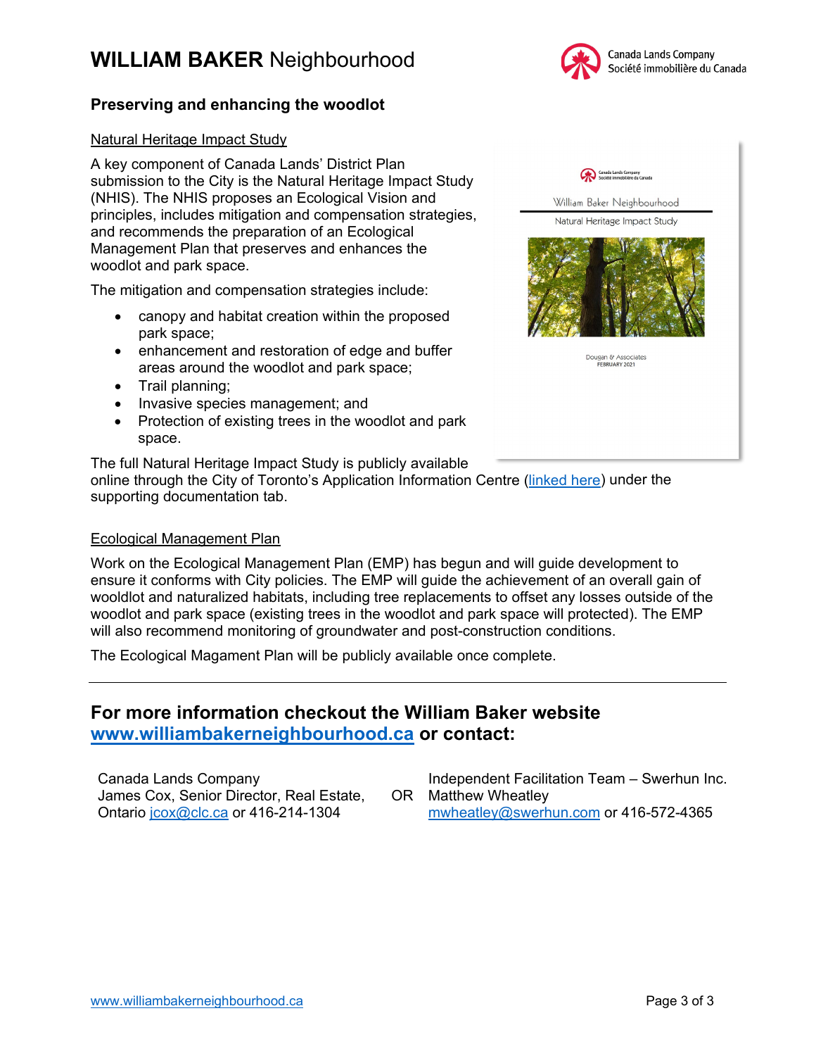# WILLIAM BAKER Neighbourhood

## Preserving and enhancing the woodlot

Natural Heritage Impact Study

A key component of Canada Lands' District Plan submission to the City is the Natural Heritage Impact Study (NHIS). The NHIS proposes an Ecological Vision and principles, includes mitigation and compensation strategies, and recommends the preparation of an Ecological Management Plan that preserves and enhances the woodlot and park space.

The mitigation and compensation strategies include:

- canopy and habitat creation within the proposed park space;
- enhancement and restoration of edge and buffer areas around the woodlot and park space;
- Trail planning;
- Invasive species management; and
- Protection of existing trees in the woodlot and park space.

The full Natural Heritage Impact Study is publicly available online through the City of Toronto's Application Information Centre (linked here) under the supporting documentation tab.

Ecological Management Plan

Work on the Ecological Management Plan (EMP) has begun and will guide development to ensure it conforms with City policies. The EMP will guide the achievement of an overall gain of wooldlot and naturalized habitats, including tree replacements to offset any losses outside of the woodlot and park space (existing trees in the woodlot and park space will protected). The EMP will also recommend monitoring of groundwater and post-construction conditions.

The Ecological Magament Plan will be publicly available once complete.

---

## For more information checkout the William Baker website www.williambakerneighbourhood.ca or contact:

Canada Lands Company
James Cox, Senior Director, Real Estate, Ontario jcox@clc.ca or 416-214-1304

OR

Independent Facilitation Team – Swerhun Inc.
Matthew Wheatley
mwheatley@swerhun.com or 416-572-4365